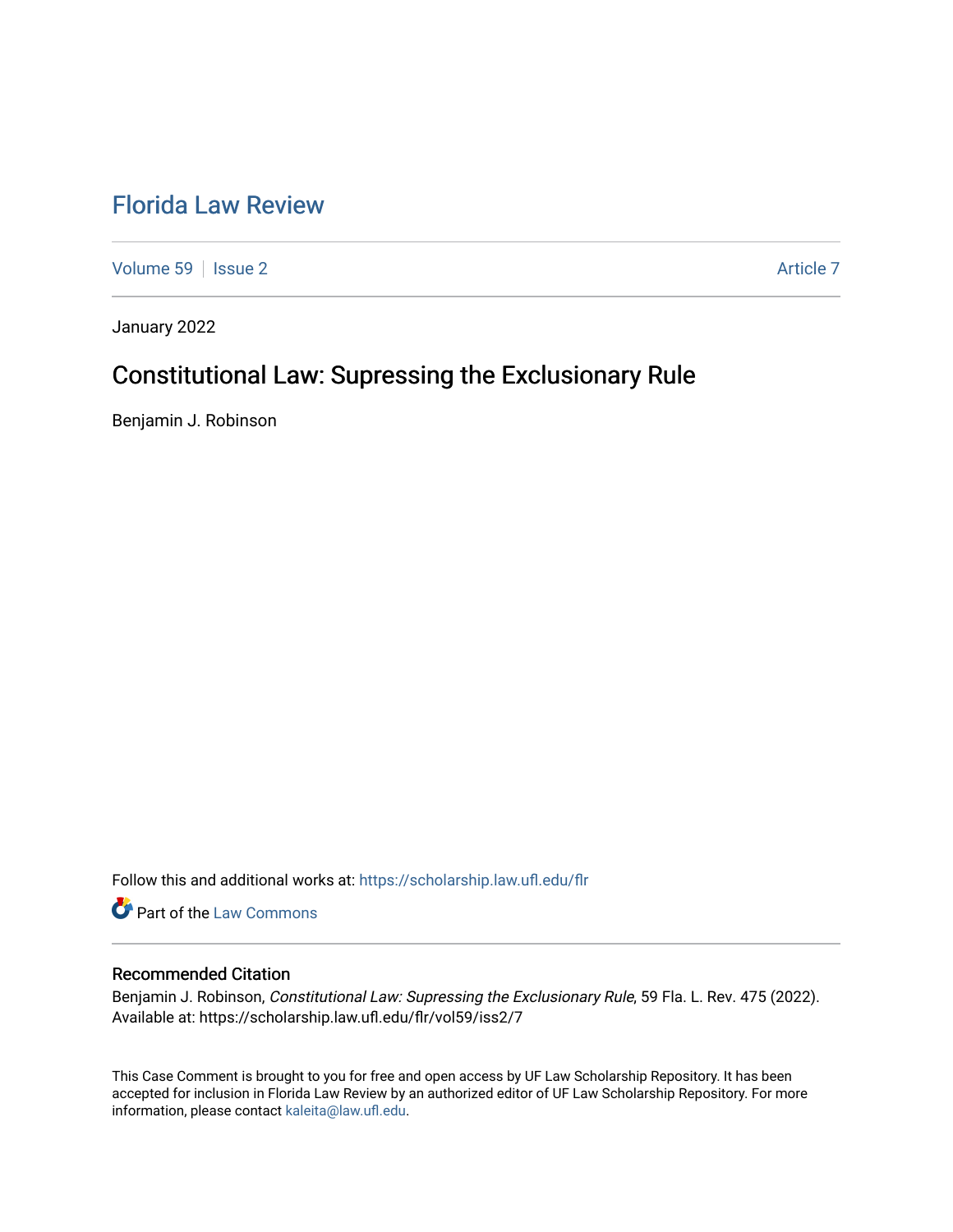# Florida Law Review

Volume 59 | Issue 2 | Article 7

January 2022

## Constitutional Law: Supressing the Exclusionary Rule

Benjamin J. Robinson

Follow this and additional works at: https://scholarship.law.ufl.edu/flr

Part of the Law Commons

### Recommended Citation

Benjamin J. Robinson, *Constitutional Law: Supressing the Exclusionary Rule*, 59 Fla. L. Rev. 475 (2022).
Available at: https://scholarship.law.ufl.edu/flr/vol59/iss2/7

This Case Comment is brought to you for free and open access by UF Law Scholarship Repository. It has been accepted for inclusion in Florida Law Review by an authorized editor of UF Law Scholarship Repository. For more information, please contact kaleita@law.ufl.edu.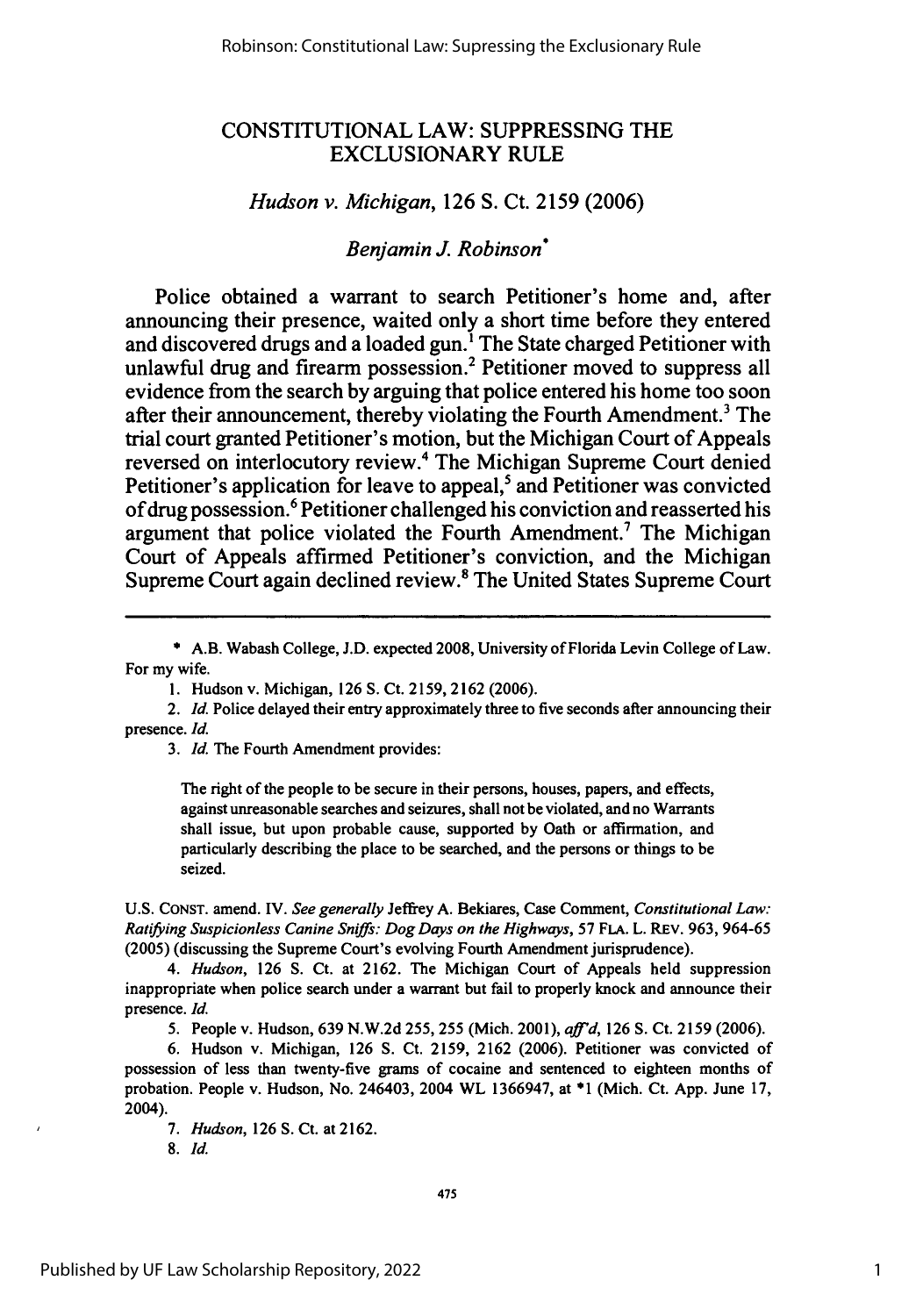# CONSTITUTIONAL LAW: SUPPRESSING THE EXCLUSIONARY RULE

## *Hudson v. Michigan*, 126 S. Ct. 2159 (2006)

### *Benjamin J. Robinson**

Police obtained a warrant to search Petitioner's home and, after announcing their presence, waited only a short time before they entered and discovered drugs and a loaded gun.[1] The State charged Petitioner with unlawful drug and firearm possession.[2] Petitioner moved to suppress all evidence from the search by arguing that police entered his home too soon after their announcement, thereby violating the Fourth Amendment.[3] The trial court granted Petitioner's motion, but the Michigan Court of Appeals reversed on interlocutory review.[4] The Michigan Supreme Court denied Petitioner's application for leave to appeal,[5] and Petitioner was convicted of drug possession.[6] Petitioner challenged his conviction and reasserted his argument that police violated the Fourth Amendment.[7] The Michigan Court of Appeals affirmed Petitioner's conviction, and the Michigan Supreme Court again declined review.[8] The United States Supreme Court

---

\* A.B. Wabash College, J.D. expected 2008, University of Florida Levin College of Law. For my wife.

1. Hudson v. Michigan, 126 S. Ct. 2159, 2162 (2006).

2. *Id.* Police delayed their entry approximately three to five seconds after announcing their presence. *Id.*

3. *Id.* The Fourth Amendment provides:

> The right of the people to be secure in their persons, houses, papers, and effects, against unreasonable searches and seizures, shall not be violated, and no Warrants shall issue, but upon probable cause, supported by Oath or affirmation, and particularly describing the place to be searched, and the persons or things to be seized.

U.S. CONST. amend. IV. *See generally* Jeffrey A. Bekiares, Case Comment, *Constitutional Law: Ratifying Suspicionless Canine Sniffs: Dog Days on the Highways*, 57 FLA. L. REV. 963, 964-65 (2005) (discussing the Supreme Court's evolving Fourth Amendment jurisprudence).

4. *Hudson*, 126 S. Ct. at 2162. The Michigan Court of Appeals held suppression inappropriate when police search under a warrant but fail to properly knock and announce their presence. *Id.*

5. People v. Hudson, 639 N.W.2d 255, 255 (Mich. 2001), *aff'd*, 126 S. Ct. 2159 (2006).

6. Hudson v. Michigan, 126 S. Ct. 2159, 2162 (2006). Petitioner was convicted of possession of less than twenty-five grams of cocaine and sentenced to eighteen months of probation. People v. Hudson, No. 246403, 2004 WL 1366947, at *1 (Mich. Ct. App. June 17, 2004).

7. *Hudson*, 126 S. Ct. at 2162.

8. *Id.*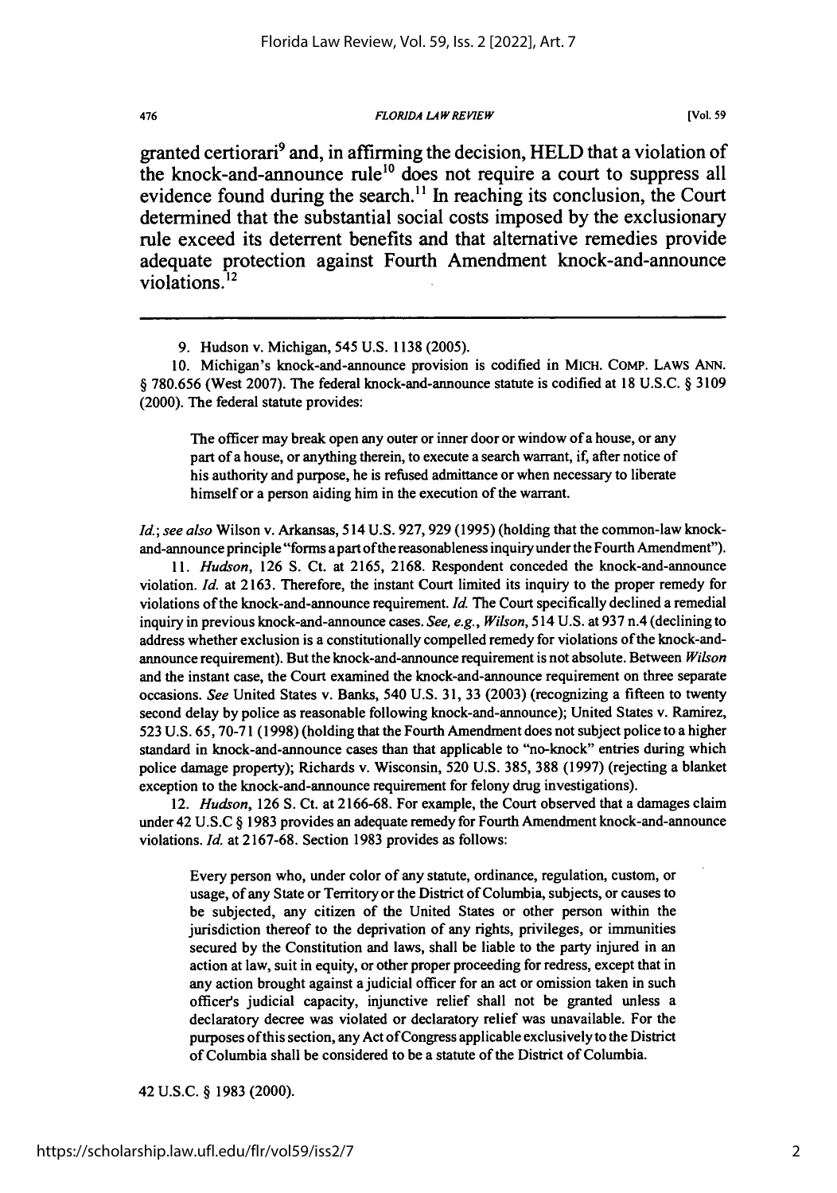granted certiorari[9] and, in affirming the decision, HELD that a violation of the knock-and-announce rule[10] does not require a court to suppress all evidence found during the search.[11] In reaching its conclusion, the Court determined that the substantial social costs imposed by the exclusionary rule exceed its deterrent benefits and that alternative remedies provide adequate protection against Fourth Amendment knock-and-announce violations.[12]

---

9. Hudson v. Michigan, 545 U.S. 1138 (2005).

10. Michigan's knock-and-announce provision is codified in MICH. COMP. LAWS ANN. § 780.656 (West 2007). The federal knock-and-announce statute is codified at 18 U.S.C. § 3109 (2000). The federal statute provides:

> The officer may break open any outer or inner door or window of a house, or any part of a house, or anything therein, to execute a search warrant, if, after notice of his authority and purpose, he is refused admittance or when necessary to liberate himself or a person aiding him in the execution of the warrant.

*Id.*; *see also* Wilson v. Arkansas, 514 U.S. 927, 929 (1995) (holding that the common-law knock-and-announce principle "forms a part of the reasonableness inquiry under the Fourth Amendment").

11. *Hudson*, 126 S. Ct. at 2165, 2168. Respondent conceded the knock-and-announce violation. *Id.* at 2163. Therefore, the instant Court limited its inquiry to the proper remedy for violations of the knock-and-announce requirement. *Id.* The Court specifically declined a remedial inquiry in previous knock-and-announce cases. *See, e.g.*, *Wilson*, 514 U.S. at 937 n.4 (declining to address whether exclusion is a constitutionally compelled remedy for violations of the knock-and-announce requirement). But the knock-and-announce requirement is not absolute. Between *Wilson* and the instant case, the Court examined the knock-and-announce requirement on three separate occasions. *See* United States v. Banks, 540 U.S. 31, 33 (2003) (recognizing a fifteen to twenty second delay by police as reasonable following knock-and-announce); United States v. Ramirez, 523 U.S. 65, 70-71 (1998) (holding that the Fourth Amendment does not subject police to a higher standard in knock-and-announce cases than that applicable to "no-knock" entries during which police damage property); Richards v. Wisconsin, 520 U.S. 385, 388 (1997) (rejecting a blanket exception to the knock-and-announce requirement for felony drug investigations).

12. *Hudson*, 126 S. Ct. at 2166-68. For example, the Court observed that a damages claim under 42 U.S.C § 1983 provides an adequate remedy for Fourth Amendment knock-and-announce violations. *Id.* at 2167-68. Section 1983 provides as follows:

> Every person who, under color of any statute, ordinance, regulation, custom, or usage, of any State or Territory or the District of Columbia, subjects, or causes to be subjected, any citizen of the United States or other person within the jurisdiction thereof to the deprivation of any rights, privileges, or immunities secured by the Constitution and laws, shall be liable to the party injured in an action at law, suit in equity, or other proper proceeding for redress, except that in any action brought against a judicial officer for an act or omission taken in such officer's judicial capacity, injunctive relief shall not be granted unless a declaratory decree was violated or declaratory relief was unavailable. For the purposes of this section, any Act of Congress applicable exclusively to the District of Columbia shall be considered to be a statute of the District of Columbia.

42 U.S.C. § 1983 (2000).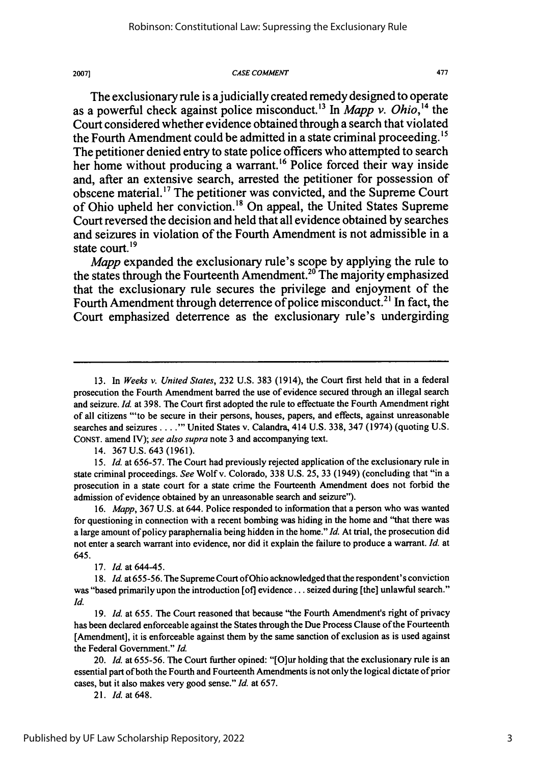The exclusionary rule is a judicially created remedy designed to operate as a powerful check against police misconduct.[13] In *Mapp v. Ohio*,[14] the Court considered whether evidence obtained through a search that violated the Fourth Amendment could be admitted in a state criminal proceeding.[15] The petitioner denied entry to state police officers who attempted to search her home without producing a warrant.[16] Police forced their way inside and, after an extensive search, arrested the petitioner for possession of obscene material.[17] The petitioner was convicted, and the Supreme Court of Ohio upheld her conviction.[18] On appeal, the United States Supreme Court reversed the decision and held that all evidence obtained by searches and seizures in violation of the Fourth Amendment is not admissible in a state court.[19]

*Mapp* expanded the exclusionary rule's scope by applying the rule to the states through the Fourteenth Amendment.[20] The majority emphasized that the exclusionary rule secures the privilege and enjoyment of the Fourth Amendment through deterrence of police misconduct.[21] In fact, the Court emphasized deterrence as the exclusionary rule's undergirding

---

13. In *Weeks v. United States*, 232 U.S. 383 (1914), the Court first held that in a federal prosecution the Fourth Amendment barred the use of evidence secured through an illegal search and seizure. *Id.* at 398. The Court first adopted the rule to effectuate the Fourth Amendment right of all citizens "'to be secure in their persons, houses, papers, and effects, against unreasonable searches and seizures . . . .'" United States v. Calandra, 414 U.S. 338, 347 (1974) (quoting U.S. CONST. amend IV); *see also supra* note 3 and accompanying text.

14. 367 U.S. 643 (1961).

15. *Id.* at 656-57. The Court had previously rejected application of the exclusionary rule in state criminal proceedings. *See* Wolf v. Colorado, 338 U.S. 25, 33 (1949) (concluding that "in a prosecution in a state court for a state crime the Fourteenth Amendment does not forbid the admission of evidence obtained by an unreasonable search and seizure").

16. *Mapp*, 367 U.S. at 644. Police responded to information that a person who was wanted for questioning in connection with a recent bombing was hiding in the home and "that there was a large amount of policy paraphernalia being hidden in the home." *Id.* At trial, the prosecution did not enter a search warrant into evidence, nor did it explain the failure to produce a warrant. *Id.* at 645.

17. *Id.* at 644-45.

18. *Id.* at 655-56. The Supreme Court of Ohio acknowledged that the respondent's conviction was "based primarily upon the introduction [of] evidence . . . seized during [the] unlawful search." *Id.*

19. *Id.* at 655. The Court reasoned that because "the Fourth Amendment's right of privacy has been declared enforceable against the States through the Due Process Clause of the Fourteenth [Amendment], it is enforceable against them by the same sanction of exclusion as is used against the Federal Government." *Id.*

20. *Id.* at 655-56. The Court further opined: "[O]ur holding that the exclusionary rule is an essential part of both the Fourth and Fourteenth Amendments is not only the logical dictate of prior cases, but it also makes very good sense." *Id.* at 657.

21. *Id.* at 648.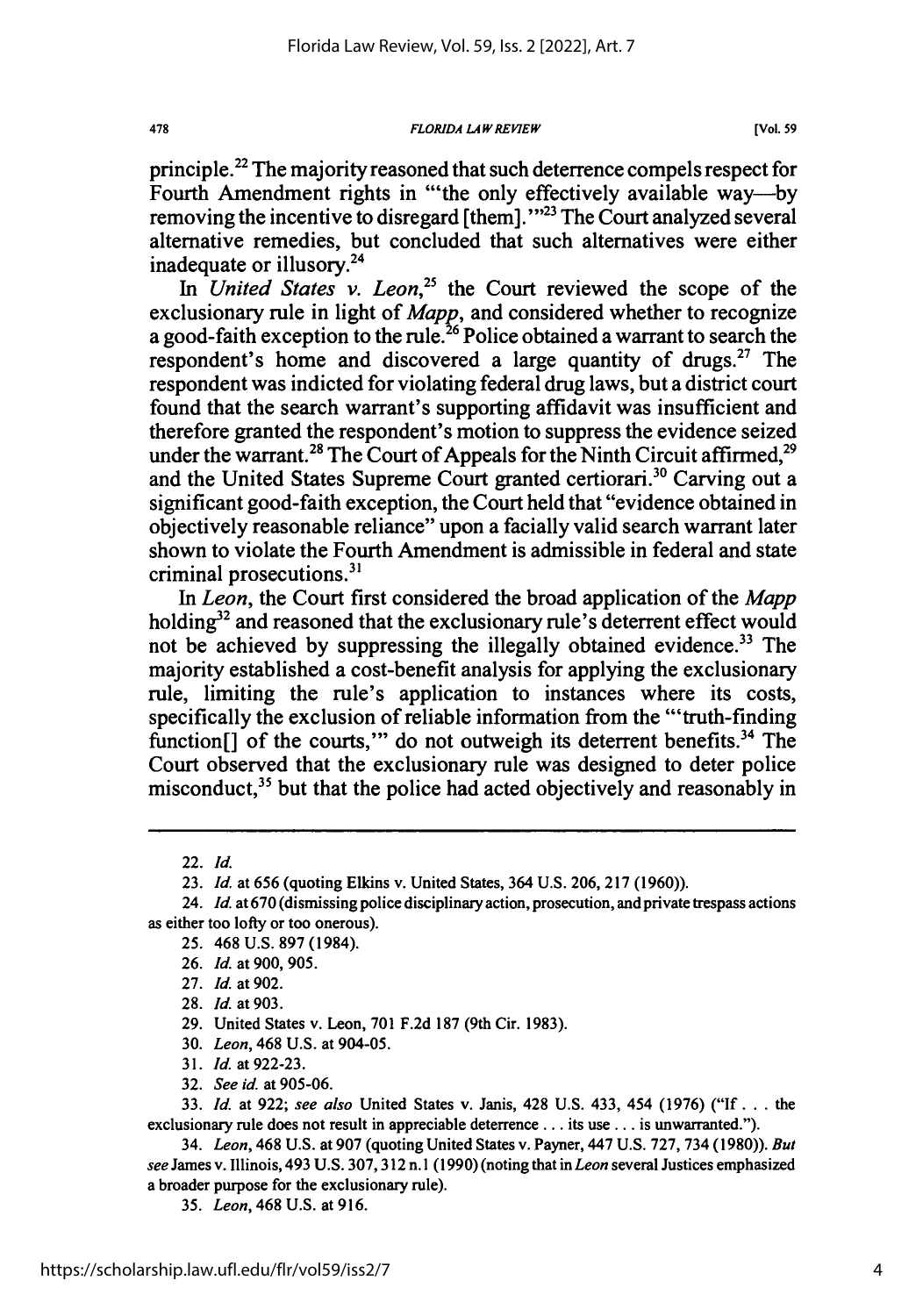principle.[22] The majority reasoned that such deterrence compels respect for Fourth Amendment rights in "'the only effectively available way—by removing the incentive to disregard [them].'"[23] The Court analyzed several alternative remedies, but concluded that such alternatives were either inadequate or illusory.[24]

In *United States v. Leon*,[25] the Court reviewed the scope of the exclusionary rule in light of *Mapp*, and considered whether to recognize a good-faith exception to the rule.[26] Police obtained a warrant to search the respondent's home and discovered a large quantity of drugs.[27] The respondent was indicted for violating federal drug laws, but a district court found that the search warrant's supporting affidavit was insufficient and therefore granted the respondent's motion to suppress the evidence seized under the warrant.[28] The Court of Appeals for the Ninth Circuit affirmed,[29] and the United States Supreme Court granted certiorari.[30] Carving out a significant good-faith exception, the Court held that "evidence obtained in objectively reasonable reliance" upon a facially valid search warrant later shown to violate the Fourth Amendment is admissible in federal and state criminal prosecutions.[31]

In *Leon*, the Court first considered the broad application of the *Mapp* holding[32] and reasoned that the exclusionary rule's deterrent effect would not be achieved by suppressing the illegally obtained evidence.[33] The majority established a cost-benefit analysis for applying the exclusionary rule, limiting the rule's application to instances where its costs, specifically the exclusion of reliable information from the "'truth-finding function[] of the courts,'" do not outweigh its deterrent benefits.[34] The Court observed that the exclusionary rule was designed to deter police misconduct,[35] but that the police had acted objectively and reasonably in

---

22. *Id.*

23. *Id.* at 656 (quoting Elkins v. United States, 364 U.S. 206, 217 (1960)).

24. *Id.* at 670 (dismissing police disciplinary action, prosecution, and private trespass actions as either too lofty or too onerous).

25. 468 U.S. 897 (1984).

26. *Id.* at 900, 905.

27. *Id.* at 902.

28. *Id.* at 903.

29. United States v. Leon, 701 F.2d 187 (9th Cir. 1983).

30. *Leon*, 468 U.S. at 904-05.

31. *Id.* at 922-23.

32. *See id.* at 905-06.

33. *Id.* at 922; *see also* United States v. Janis, 428 U.S. 433, 454 (1976) ("If . . . the exclusionary rule does not result in appreciable deterrence . . . its use . . . is unwarranted.").

34. *Leon*, 468 U.S. at 907 (quoting United States v. Payner, 447 U.S. 727, 734 (1980)). *But see* James v. Illinois, 493 U.S. 307, 312 n.1 (1990) (noting that in *Leon* several Justices emphasized a broader purpose for the exclusionary rule).

35. *Leon*, 468 U.S. at 916.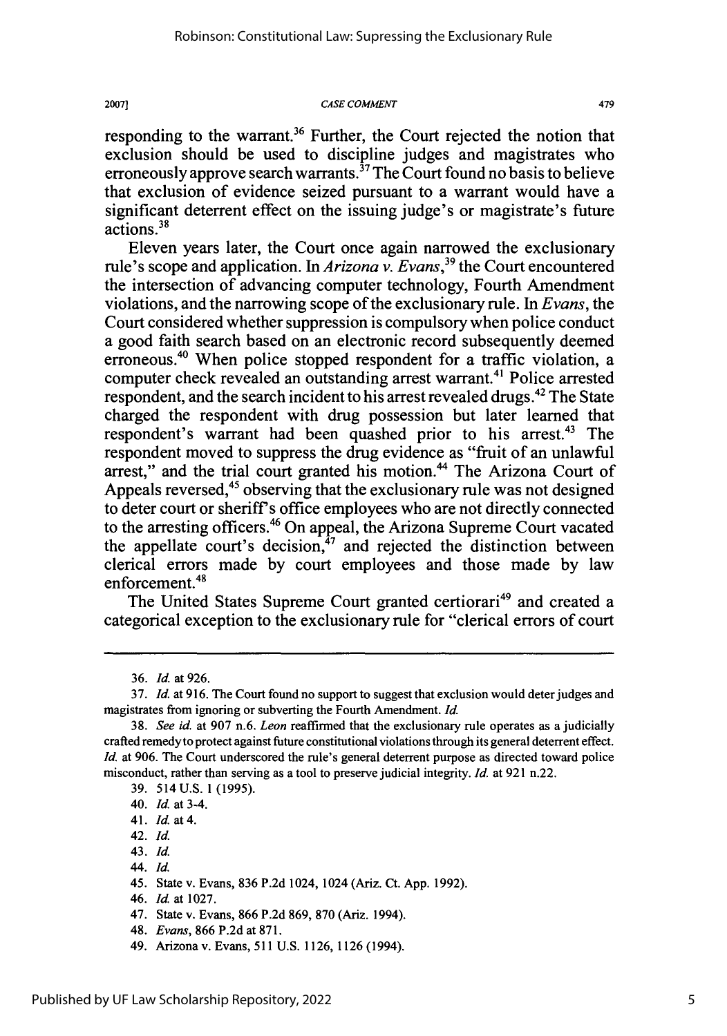responding to the warrant.[36] Further, the Court rejected the notion that exclusion should be used to discipline judges and magistrates who erroneously approve search warrants.[37] The Court found no basis to believe that exclusion of evidence seized pursuant to a warrant would have a significant deterrent effect on the issuing judge's or magistrate's future actions.[38]

Eleven years later, the Court once again narrowed the exclusionary rule's scope and application. In *Arizona v. Evans*,[39] the Court encountered the intersection of advancing computer technology, Fourth Amendment violations, and the narrowing scope of the exclusionary rule. In *Evans*, the Court considered whether suppression is compulsory when police conduct a good faith search based on an electronic record subsequently deemed erroneous.[40] When police stopped respondent for a traffic violation, a computer check revealed an outstanding arrest warrant.[41] Police arrested respondent, and the search incident to his arrest revealed drugs.[42] The State charged the respondent with drug possession but later learned that respondent's warrant had been quashed prior to his arrest.[43] The respondent moved to suppress the drug evidence as "fruit of an unlawful arrest," and the trial court granted his motion.[44] The Arizona Court of Appeals reversed,[45] observing that the exclusionary rule was not designed to deter court or sheriff's office employees who are not directly connected to the arresting officers.[46] On appeal, the Arizona Supreme Court vacated the appellate court's decision,[47] and rejected the distinction between clerical errors made by court employees and those made by law enforcement.[48]

The United States Supreme Court granted certiorari[49] and created a categorical exception to the exclusionary rule for "clerical errors of court

---

36. *Id.* at 926.

37. *Id.* at 916. The Court found no support to suggest that exclusion would deter judges and magistrates from ignoring or subverting the Fourth Amendment. *Id.*

38. *See id.* at 907 n.6. *Leon* reaffirmed that the exclusionary rule operates as a judicially crafted remedy to protect against future constitutional violations through its general deterrent effect. *Id.* at 906. The Court underscored the rule's general deterrent purpose as directed toward police misconduct, rather than serving as a tool to preserve judicial integrity. *Id.* at 921 n.22.

39. 514 U.S. 1 (1995).

40. *Id.* at 3-4.

41. *Id.* at 4.

42. *Id.*

43. *Id.*

44. *Id.*

45. State v. Evans, 836 P.2d 1024, 1024 (Ariz. Ct. App. 1992).

46. *Id.* at 1027.

47. State v. Evans, 866 P.2d 869, 870 (Ariz. 1994).

48. *Evans*, 866 P.2d at 871.

49. Arizona v. Evans, 511 U.S. 1126, 1126 (1994).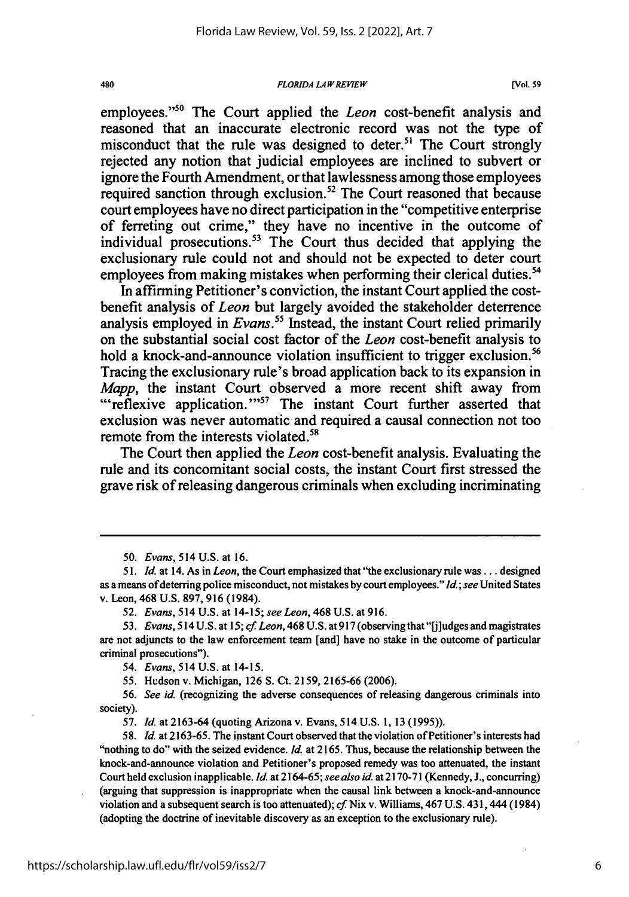employees."[50] The Court applied the *Leon* cost-benefit analysis and reasoned that an inaccurate electronic record was not the type of misconduct that the rule was designed to deter.[51] The Court strongly rejected any notion that judicial employees are inclined to subvert or ignore the Fourth Amendment, or that lawlessness among those employees required sanction through exclusion.[52] The Court reasoned that because court employees have no direct participation in the "competitive enterprise of ferreting out crime," they have no incentive in the outcome of individual prosecutions.[53] The Court thus decided that applying the exclusionary rule could not and should not be expected to deter court employees from making mistakes when performing their clerical duties.[54]

In affirming Petitioner's conviction, the instant Court applied the cost-benefit analysis of *Leon* but largely avoided the stakeholder deterrence analysis employed in *Evans*.[55] Instead, the instant Court relied primarily on the substantial social cost factor of the *Leon* cost-benefit analysis to hold a knock-and-announce violation insufficient to trigger exclusion.[56] Tracing the exclusionary rule's broad application back to its expansion in *Mapp*, the instant Court observed a more recent shift away from "'reflexive application.'"[57] The instant Court further asserted that exclusion was never automatic and required a causal connection not too remote from the interests violated.[58]

The Court then applied the *Leon* cost-benefit analysis. Evaluating the rule and its concomitant social costs, the instant Court first stressed the grave risk of releasing dangerous criminals when excluding incriminating

---

50. *Evans*, 514 U.S. at 16.

51. *Id.* at 14. As in *Leon*, the Court emphasized that "the exclusionary rule was . . . designed as a means of deterring police misconduct, not mistakes by court employees." *Id.*; *see* United States v. Leon, 468 U.S. 897, 916 (1984).

52. *Evans*, 514 U.S. at 14-15; *see Leon*, 468 U.S. at 916.

53. *Evans*, 514 U.S. at 15; *cf. Leon*, 468 U.S. at 917 (observing that "[j]udges and magistrates are not adjuncts to the law enforcement team [and] have no stake in the outcome of particular criminal prosecutions").

54. *Evans*, 514 U.S. at 14-15.

55. Hudson v. Michigan, 126 S. Ct. 2159, 2165-66 (2006).

56. *See id.* (recognizing the adverse consequences of releasing dangerous criminals into society).

57. *Id.* at 2163-64 (quoting Arizona v. Evans, 514 U.S. 1, 13 (1995)).

58. *Id.* at 2163-65. The instant Court observed that the violation of Petitioner's interests had "nothing to do" with the seized evidence. *Id.* at 2165. Thus, because the relationship between the knock-and-announce violation and Petitioner's proposed remedy was too attenuated, the instant Court held exclusion inapplicable. *Id.* at 2164-65; *see also id.* at 2170-71 (Kennedy, J., concurring) (arguing that suppression is inappropriate when the causal link between a knock-and-announce violation and a subsequent search is too attenuated); *cf.* Nix v. Williams, 467 U.S. 431, 444 (1984) (adopting the doctrine of inevitable discovery as an exception to the exclusionary rule).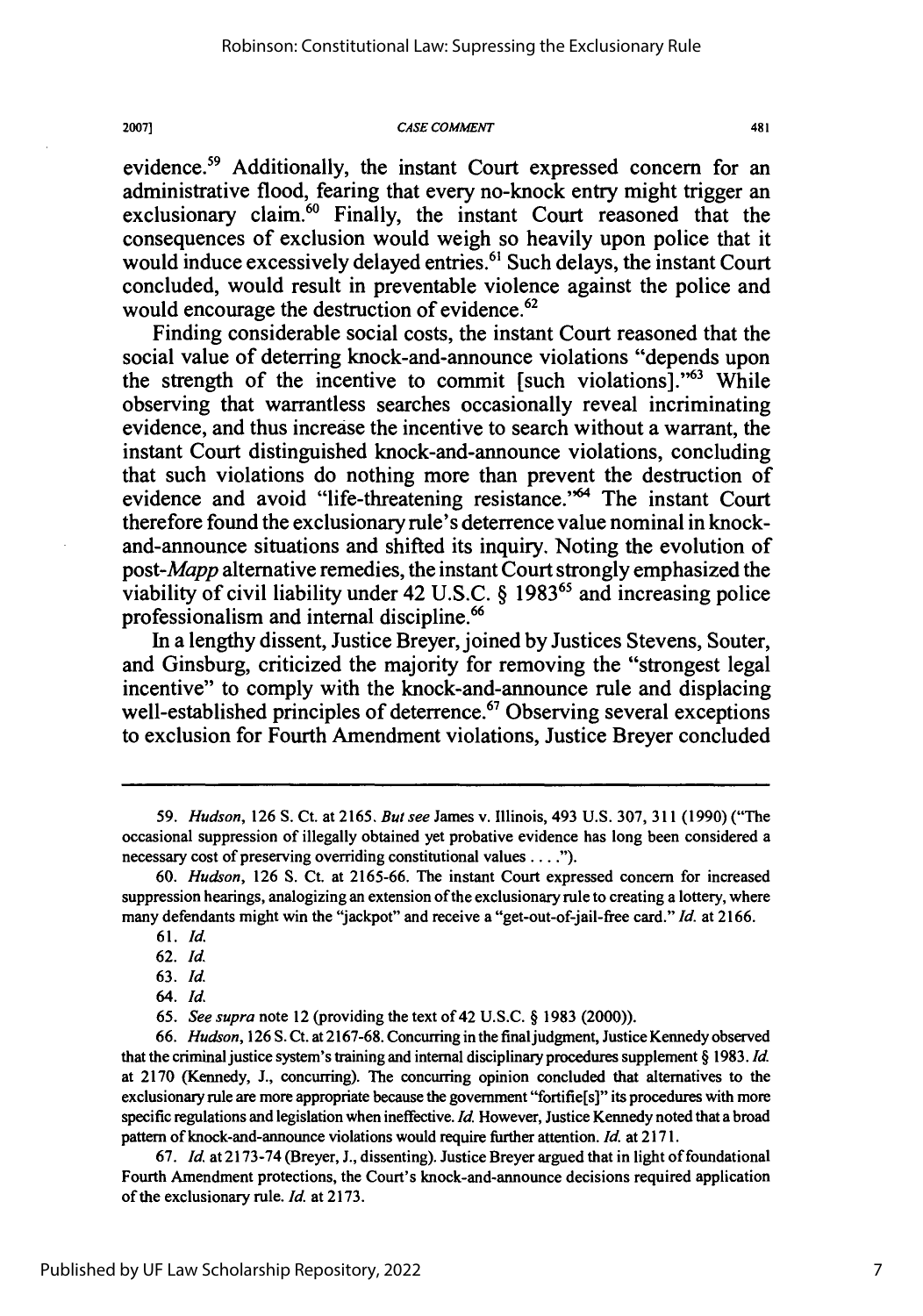evidence.[59] Additionally, the instant Court expressed concern for an administrative flood, fearing that every no-knock entry might trigger an exclusionary claim.[60] Finally, the instant Court reasoned that the consequences of exclusion would weigh so heavily upon police that it would induce excessively delayed entries.[61] Such delays, the instant Court concluded, would result in preventable violence against the police and would encourage the destruction of evidence.[62]

Finding considerable social costs, the instant Court reasoned that the social value of deterring knock-and-announce violations "depends upon the strength of the incentive to commit [such violations]."[63] While observing that warrantless searches occasionally reveal incriminating evidence, and thus increase the incentive to search without a warrant, the instant Court distinguished knock-and-announce violations, concluding that such violations do nothing more than prevent the destruction of evidence and avoid "life-threatening resistance."[64] The instant Court therefore found the exclusionary rule's deterrence value nominal in knock-and-announce situations and shifted its inquiry. Noting the evolution of post-*Mapp* alternative remedies, the instant Court strongly emphasized the viability of civil liability under 42 U.S.C. § 1983[65] and increasing police professionalism and internal discipline.[66]

In a lengthy dissent, Justice Breyer, joined by Justices Stevens, Souter, and Ginsburg, criticized the majority for removing the "strongest legal incentive" to comply with the knock-and-announce rule and displacing well-established principles of deterrence.[67] Observing several exceptions to exclusion for Fourth Amendment violations, Justice Breyer concluded

---

59. *Hudson*, 126 S. Ct. at 2165. *But see* James v. Illinois, 493 U.S. 307, 311 (1990) ("The occasional suppression of illegally obtained yet probative evidence has long been considered a necessary cost of preserving overriding constitutional values . . . .").

60. *Hudson*, 126 S. Ct. at 2165-66. The instant Court expressed concern for increased suppression hearings, analogizing an extension of the exclusionary rule to creating a lottery, where many defendants might win the "jackpot" and receive a "get-out-of-jail-free card." *Id.* at 2166.

61. *Id.*

62. *Id.*

63. *Id.*

64. *Id.*

65. *See supra* note 12 (providing the text of 42 U.S.C. § 1983 (2000)).

66. *Hudson*, 126 S. Ct. at 2167-68. Concurring in the final judgment, Justice Kennedy observed that the criminal justice system's training and internal disciplinary procedures supplement § 1983. *Id.* at 2170 (Kennedy, J., concurring). The concurring opinion concluded that alternatives to the exclusionary rule are more appropriate because the government "fortifie[s]" its procedures with more specific regulations and legislation when ineffective. *Id.* However, Justice Kennedy noted that a broad pattern of knock-and-announce violations would require further attention. *Id.* at 2171.

67. *Id.* at 2173-74 (Breyer, J., dissenting). Justice Breyer argued that in light of foundational Fourth Amendment protections, the Court's knock-and-announce decisions required application of the exclusionary rule. *Id.* at 2173.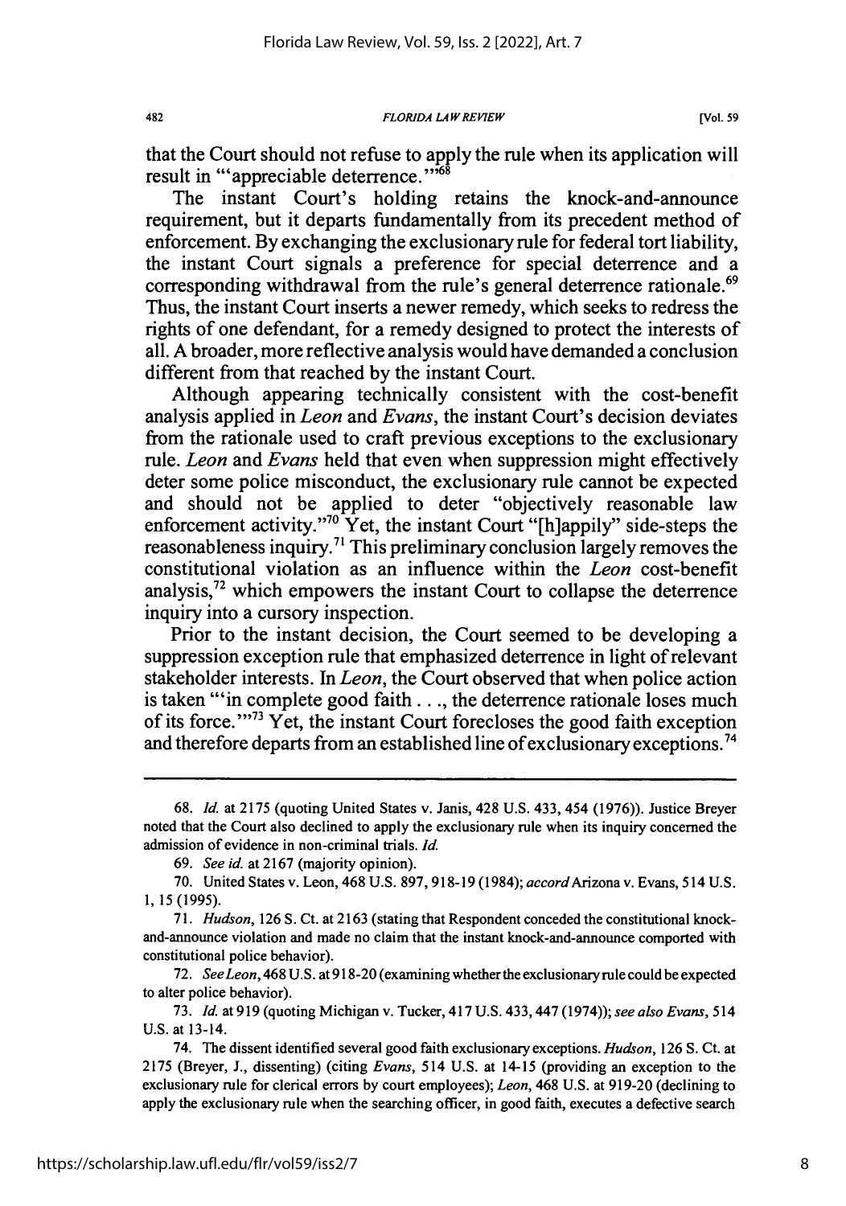that the Court should not refuse to apply the rule when its application will result in "'appreciable deterrence.'"[68]

The instant Court's holding retains the knock-and-announce requirement, but it departs fundamentally from its precedent method of enforcement. By exchanging the exclusionary rule for federal tort liability, the instant Court signals a preference for special deterrence and a corresponding withdrawal from the rule's general deterrence rationale.[69] Thus, the instant Court inserts a newer remedy, which seeks to redress the rights of one defendant, for a remedy designed to protect the interests of all. A broader, more reflective analysis would have demanded a conclusion different from that reached by the instant Court.

Although appearing technically consistent with the cost-benefit analysis applied in *Leon* and *Evans*, the instant Court's decision deviates from the rationale used to craft previous exceptions to the exclusionary rule. *Leon* and *Evans* held that even when suppression might effectively deter some police misconduct, the exclusionary rule cannot be expected and should not be applied to deter "objectively reasonable law enforcement activity."[70] Yet, the instant Court "[h]appily" side-steps the reasonableness inquiry.[71] This preliminary conclusion largely removes the constitutional violation as an influence within the *Leon* cost-benefit analysis,[72] which empowers the instant Court to collapse the deterrence inquiry into a cursory inspection.

Prior to the instant decision, the Court seemed to be developing a suppression exception rule that emphasized deterrence in light of relevant stakeholder interests. In *Leon*, the Court observed that when police action is taken "'in complete good faith . . ., the deterrence rationale loses much of its force.'"[73] Yet, the instant Court forecloses the good faith exception and therefore departs from an established line of exclusionary exceptions.[74]

---

68. *Id.* at 2175 (quoting United States v. Janis, 428 U.S. 433, 454 (1976)). Justice Breyer noted that the Court also declined to apply the exclusionary rule when its inquiry concerned the admission of evidence in non-criminal trials. *Id.*

69. *See id.* at 2167 (majority opinion).

70. United States v. Leon, 468 U.S. 897, 918-19 (1984); *accord* Arizona v. Evans, 514 U.S. 1, 15 (1995).

71. *Hudson*, 126 S. Ct. at 2163 (stating that Respondent conceded the constitutional knock-and-announce violation and made no claim that the instant knock-and-announce comported with constitutional police behavior).

72. *See Leon*, 468 U.S. at 918-20 (examining whether the exclusionary rule could be expected to alter police behavior).

73. *Id.* at 919 (quoting Michigan v. Tucker, 417 U.S. 433, 447 (1974)); *see also Evans*, 514 U.S. at 13-14.

74. The dissent identified several good faith exclusionary exceptions. *Hudson*, 126 S. Ct. at 2175 (Breyer, J., dissenting) (citing *Evans*, 514 U.S. at 14-15 (providing an exception to the exclusionary rule for clerical errors by court employees); *Leon*, 468 U.S. at 919-20 (declining to apply the exclusionary rule when the searching officer, in good faith, executes a defective search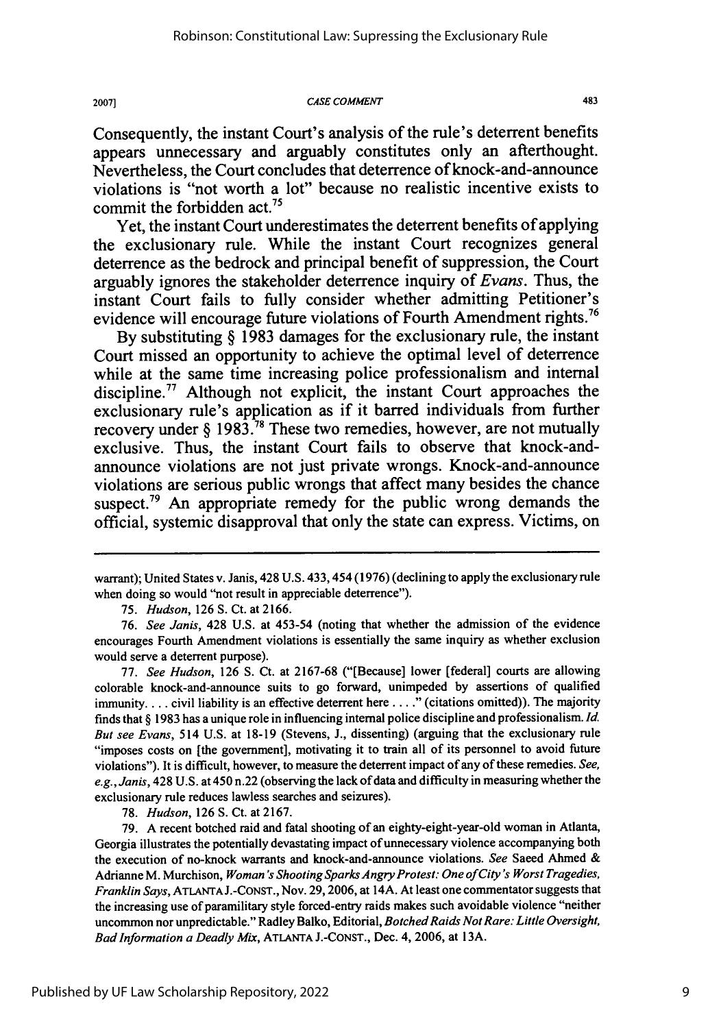Consequently, the instant Court's analysis of the rule's deterrent benefits appears unnecessary and arguably constitutes only an afterthought. Nevertheless, the Court concludes that deterrence of knock-and-announce violations is "not worth a lot" because no realistic incentive exists to commit the forbidden act.[75]

Yet, the instant Court underestimates the deterrent benefits of applying the exclusionary rule. While the instant Court recognizes general deterrence as the bedrock and principal benefit of suppression, the Court arguably ignores the stakeholder deterrence inquiry of *Evans*. Thus, the instant Court fails to fully consider whether admitting Petitioner's evidence will encourage future violations of Fourth Amendment rights.[76]

By substituting § 1983 damages for the exclusionary rule, the instant Court missed an opportunity to achieve the optimal level of deterrence while at the same time increasing police professionalism and internal discipline.[77] Although not explicit, the instant Court approaches the exclusionary rule's application as if it barred individuals from further recovery under § 1983.[78] These two remedies, however, are not mutually exclusive. Thus, the instant Court fails to observe that knock-and-announce violations are not just private wrongs. Knock-and-announce violations are serious public wrongs that affect many besides the chance suspect.[79] An appropriate remedy for the public wrong demands the official, systemic disapproval that only the state can express. Victims, on

---

warrant); United States v. Janis, 428 U.S. 433, 454 (1976) (declining to apply the exclusionary rule when doing so would "not result in appreciable deterrence").

75. *Hudson*, 126 S. Ct. at 2166.

76. *See Janis*, 428 U.S. at 453-54 (noting that whether the admission of the evidence encourages Fourth Amendment violations is essentially the same inquiry as whether exclusion would serve a deterrent purpose).

77. *See Hudson*, 126 S. Ct. at 2167-68 ("[Because] lower [federal] courts are allowing colorable knock-and-announce suits to go forward, unimpeded by assertions of qualified immunity. . . . civil liability is an effective deterrent here . . . ." (citations omitted)). The majority finds that § 1983 has a unique role in influencing internal police discipline and professionalism. *Id. But see Evans*, 514 U.S. at 18-19 (Stevens, J., dissenting) (arguing that the exclusionary rule "imposes costs on [the government], motivating it to train all of its personnel to avoid future violations"). It is difficult, however, to measure the deterrent impact of any of these remedies. *See, e.g.*, *Janis*, 428 U.S. at 450 n.22 (observing the lack of data and difficulty in measuring whether the exclusionary rule reduces lawless searches and seizures).

78. *Hudson*, 126 S. Ct. at 2167.

79. A recent botched raid and fatal shooting of an eighty-eight-year-old woman in Atlanta, Georgia illustrates the potentially devastating impact of unnecessary violence accompanying both the execution of no-knock warrants and knock-and-announce violations. *See* Saeed Ahmed & Adrianne M. Murchison, *Woman's Shooting Sparks Angry Protest: One of City's Worst Tragedies, Franklin Says*, ATLANTA J.-CONST., Nov. 29, 2006, at 14A. At least one commentator suggests that the increasing use of paramilitary style forced-entry raids makes such avoidable violence "neither uncommon nor unpredictable." Radley Balko, Editorial, *Botched Raids Not Rare: Little Oversight, Bad Information a Deadly Mix*, ATLANTA J.-CONST., Dec. 4, 2006, at 13A.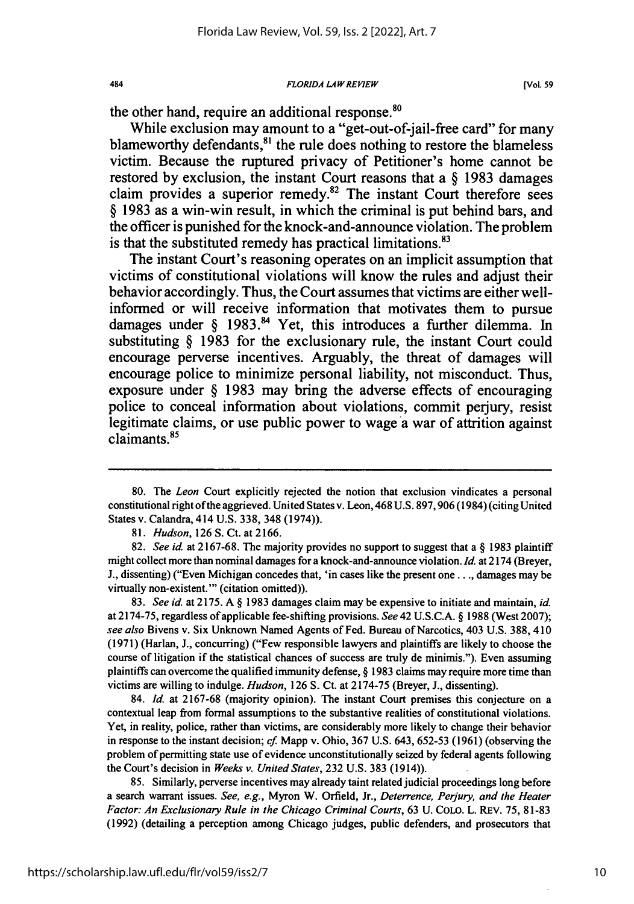the other hand, require an additional response.[80]

While exclusion may amount to a "get-out-of-jail-free card" for many blameworthy defendants,[81] the rule does nothing to restore the blameless victim. Because the ruptured privacy of Petitioner's home cannot be restored by exclusion, the instant Court reasons that a § 1983 damages claim provides a superior remedy.[82] The instant Court therefore sees § 1983 as a win-win result, in which the criminal is put behind bars, and the officer is punished for the knock-and-announce violation. The problem is that the substituted remedy has practical limitations.[83]

The instant Court's reasoning operates on an implicit assumption that victims of constitutional violations will know the rules and adjust their behavior accordingly. Thus, the Court assumes that victims are either well-informed or will receive information that motivates them to pursue damages under § 1983.[84] Yet, this introduces a further dilemma. In substituting § 1983 for the exclusionary rule, the instant Court could encourage perverse incentives. Arguably, the threat of damages will encourage police to minimize personal liability, not misconduct. Thus, exposure under § 1983 may bring the adverse effects of encouraging police to conceal information about violations, commit perjury, resist legitimate claims, or use public power to wage a war of attrition against claimants.[85]

---

80. The *Leon* Court explicitly rejected the notion that exclusion vindicates a personal constitutional right of the aggrieved. United States v. Leon, 468 U.S. 897, 906 (1984) (citing United States v. Calandra, 414 U.S. 338, 348 (1974)).

81. *Hudson*, 126 S. Ct. at 2166.

82. *See id.* at 2167-68. The majority provides no support to suggest that a § 1983 plaintiff might collect more than nominal damages for a knock-and-announce violation. *Id.* at 2174 (Breyer, J., dissenting) ("Even Michigan concedes that, 'in cases like the present one . . ., damages may be virtually non-existent.'" (citation omitted)).

83. *See id.* at 2175. A § 1983 damages claim may be expensive to initiate and maintain, *id.* at 2174-75, regardless of applicable fee-shifting provisions. *See* 42 U.S.C.A. § 1988 (West 2007); *see also* Bivens v. Six Unknown Named Agents of Fed. Bureau of Narcotics, 403 U.S. 388, 410 (1971) (Harlan, J., concurring) ("Few responsible lawyers and plaintiffs are likely to choose the course of litigation if the statistical chances of success are truly de minimis."). Even assuming plaintiffs can overcome the qualified immunity defense, § 1983 claims may require more time than victims are willing to indulge. *Hudson*, 126 S. Ct. at 2174-75 (Breyer, J., dissenting).

84. *Id.* at 2167-68 (majority opinion). The instant Court premises this conjecture on a contextual leap from formal assumptions to the substantive realities of constitutional violations. Yet, in reality, police, rather than victims, are considerably more likely to change their behavior in response to the instant decision; *cf.* Mapp v. Ohio, 367 U.S. 643, 652-53 (1961) (observing the problem of permitting state use of evidence unconstitutionally seized by federal agents following the Court's decision in *Weeks v. United States*, 232 U.S. 383 (1914)).

85. Similarly, perverse incentives may already taint related judicial proceedings long before a search warrant issues. *See, e.g.*, Myron W. Orfield, Jr., *Deterrence, Perjury, and the Heater Factor: An Exclusionary Rule in the Chicago Criminal Courts*, 63 U. COLO. L. REV. 75, 81-83 (1992) (detailing a perception among Chicago judges, public defenders, and prosecutors that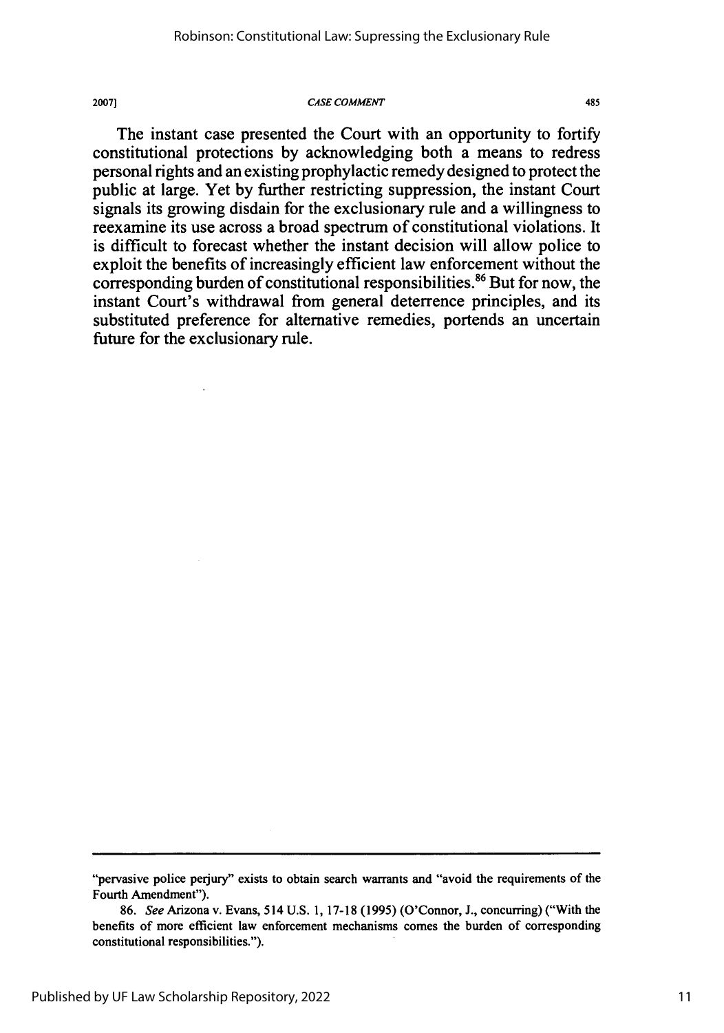The instant case presented the Court with an opportunity to fortify constitutional protections by acknowledging both a means to redress personal rights and an existing prophylactic remedy designed to protect the public at large. Yet by further restricting suppression, the instant Court signals its growing disdain for the exclusionary rule and a willingness to reexamine its use across a broad spectrum of constitutional violations. It is difficult to forecast whether the instant decision will allow police to exploit the benefits of increasingly efficient law enforcement without the corresponding burden of constitutional responsibilities.[86] But for now, the instant Court's withdrawal from general deterrence principles, and its substituted preference for alternative remedies, portends an uncertain future for the exclusionary rule.

---

"pervasive police perjury" exists to obtain search warrants and "avoid the requirements of the Fourth Amendment").

86. *See* Arizona v. Evans, 514 U.S. 1, 17-18 (1995) (O'Connor, J., concurring) ("With the benefits of more efficient law enforcement mechanisms comes the burden of corresponding constitutional responsibilities.").